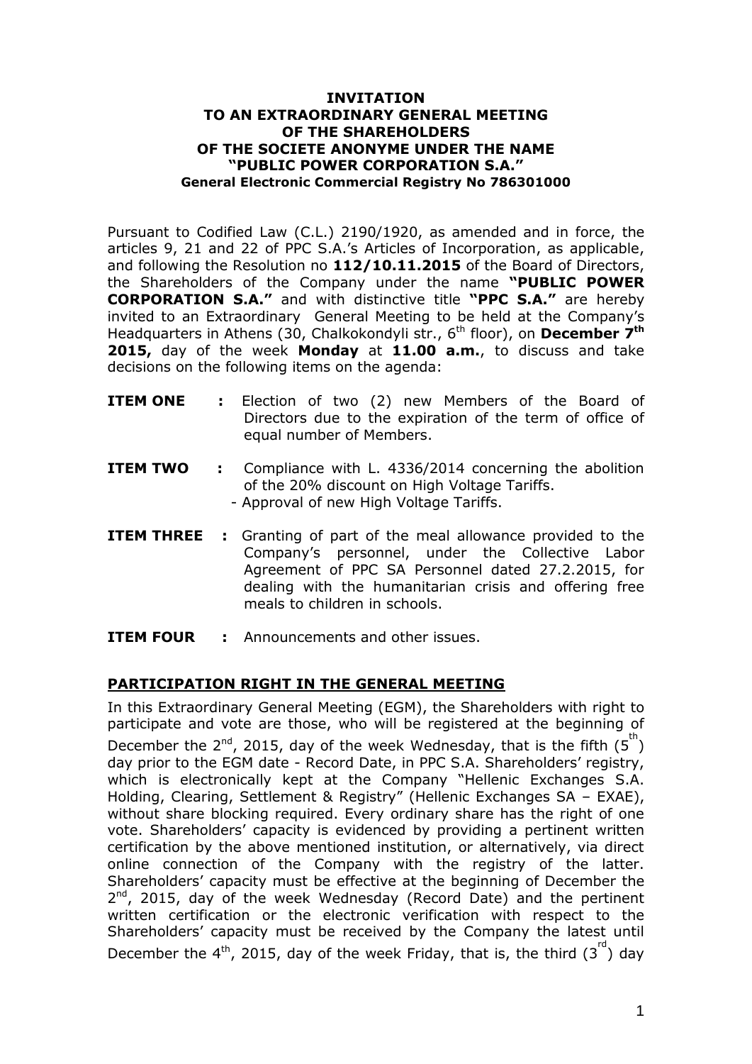**INVITATION**
**TO AN EXTRAORDINARY GENERAL MEETING**
**OF THE SHAREHOLDERS**
**OF THE SOCIETE ANONYME UNDER THE NAME**
**"PUBLIC POWER CORPORATION S.A."**
**General Electronic Commercial Registry No 786301000**

Pursuant to Codified Law (C.L.) 2190/1920, as amended and in force, the articles 9, 21 and 22 of PPC S.A.'s Articles of Incorporation, as applicable, and following the Resolution no **112/10.11.2015** of the Board of Directors, the Shareholders of the Company under the name **"PUBLIC POWER CORPORATION S.A."** and with distinctive title **"PPC S.A."** are hereby invited to an Extraordinary General Meeting to be held at the Company's Headquarters in Athens (30, Chalkokondyli str., 6th floor), on **December 7th 2015,** day of the week **Monday** at **11.00 a.m.**, to discuss and take decisions on the following items on the agenda:

**ITEM ONE :** Election of two (2) new Members of the Board of Directors due to the expiration of the term of office of equal number of Members.

**ITEM TWO :** Compliance with L. 4336/2014 concerning the abolition of the 20% discount on High Voltage Tariffs.
- Approval of new High Voltage Tariffs.

**ITEM THREE :** Granting of part of the meal allowance provided to the Company's personnel, under the Collective Labor Agreement of PPC SA Personnel dated 27.2.2015, for dealing with the humanitarian crisis and offering free meals to children in schools.

**ITEM FOUR :** Announcements and other issues.

## PARTICIPATION RIGHT IN THE GENERAL MEETING

In this Extraordinary General Meeting (EGM), the Shareholders with right to participate and vote are those, who will be registered at the beginning of December the 2nd, 2015, day of the week Wednesday, that is the fifth (5th) day prior to the EGM date - Record Date, in PPC S.A. Shareholders' registry, which is electronically kept at the Company "Hellenic Exchanges S.A. Holding, Clearing, Settlement & Registry" (Hellenic Exchanges SA – EXAE), without share blocking required. Every ordinary share has the right of one vote. Shareholders' capacity is evidenced by providing a pertinent written certification by the above mentioned institution, or alternatively, via direct online connection of the Company with the registry of the latter. Shareholders' capacity must be effective at the beginning of December the 2nd, 2015, day of the week Wednesday (Record Date) and the pertinent written certification or the electronic verification with respect to the Shareholders' capacity must be received by the Company the latest until December the 4th, 2015, day of the week Friday, that is, the third (3rd) day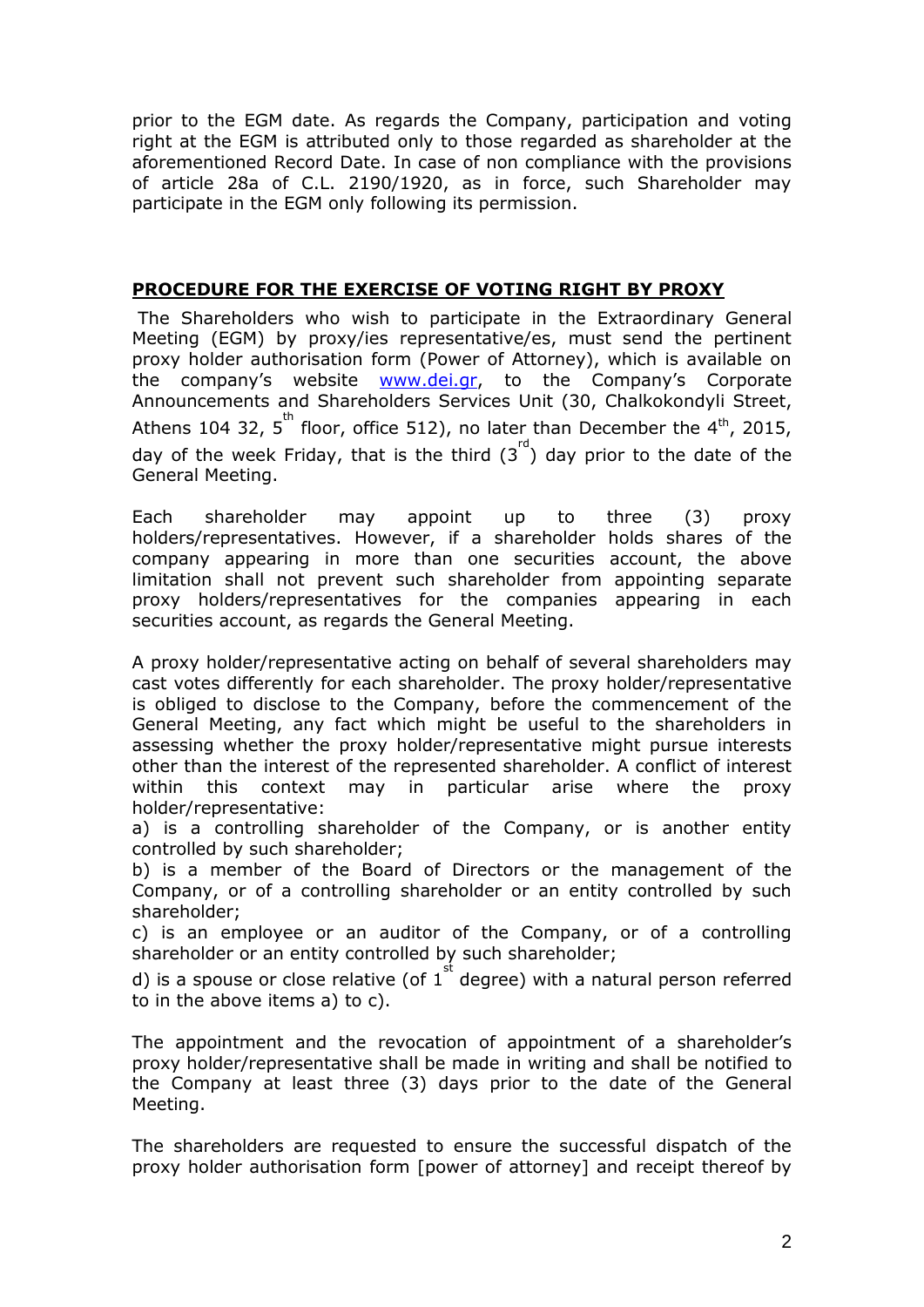prior to the EGM date. As regards the Company, participation and voting right at the EGM is attributed only to those regarded as shareholder at the aforementioned Record Date. In case of non compliance with the provisions of article 28a of C.L. 2190/1920, as in force, such Shareholder may participate in the EGM only following its permission.

## **PROCEDURE FOR THE EXERCISE OF VOTING RIGHT BY PROXY**

The Shareholders who wish to participate in the Extraordinary General Meeting (EGM) by proxy/ies representative/es, must send the pertinent proxy holder authorisation form (Power of Attorney), which is available on the company's website www.dei.gr, to the Company's Corporate Announcements and Shareholders Services Unit (30, Chalkokondyli Street, Athens 104 32, 5th floor, office 512), no later than December the 4th, 2015, day of the week Friday, that is the third (3rd) day prior to the date of the General Meeting.

Each shareholder may appoint up to three (3) proxy holders/representatives. However, if a shareholder holds shares of the company appearing in more than one securities account, the above limitation shall not prevent such shareholder from appointing separate proxy holders/representatives for the companies appearing in each securities account, as regards the General Meeting.

A proxy holder/representative acting on behalf of several shareholders may cast votes differently for each shareholder. The proxy holder/representative is obliged to disclose to the Company, before the commencement of the General Meeting, any fact which might be useful to the shareholders in assessing whether the proxy holder/representative might pursue interests other than the interest of the represented shareholder. A conflict of interest within this context may in particular arise where the proxy holder/representative:

a) is a controlling shareholder of the Company, or is another entity controlled by such shareholder;

b) is a member of the Board of Directors or the management of the Company, or of a controlling shareholder or an entity controlled by such shareholder;

c) is an employee or an auditor of the Company, or of a controlling shareholder or an entity controlled by such shareholder;

d) is a spouse or close relative (of 1st degree) with a natural person referred to in the above items a) to c).

The appointment and the revocation of appointment of a shareholder's proxy holder/representative shall be made in writing and shall be notified to the Company at least three (3) days prior to the date of the General Meeting.

The shareholders are requested to ensure the successful dispatch of the proxy holder authorisation form [power of attorney] and receipt thereof by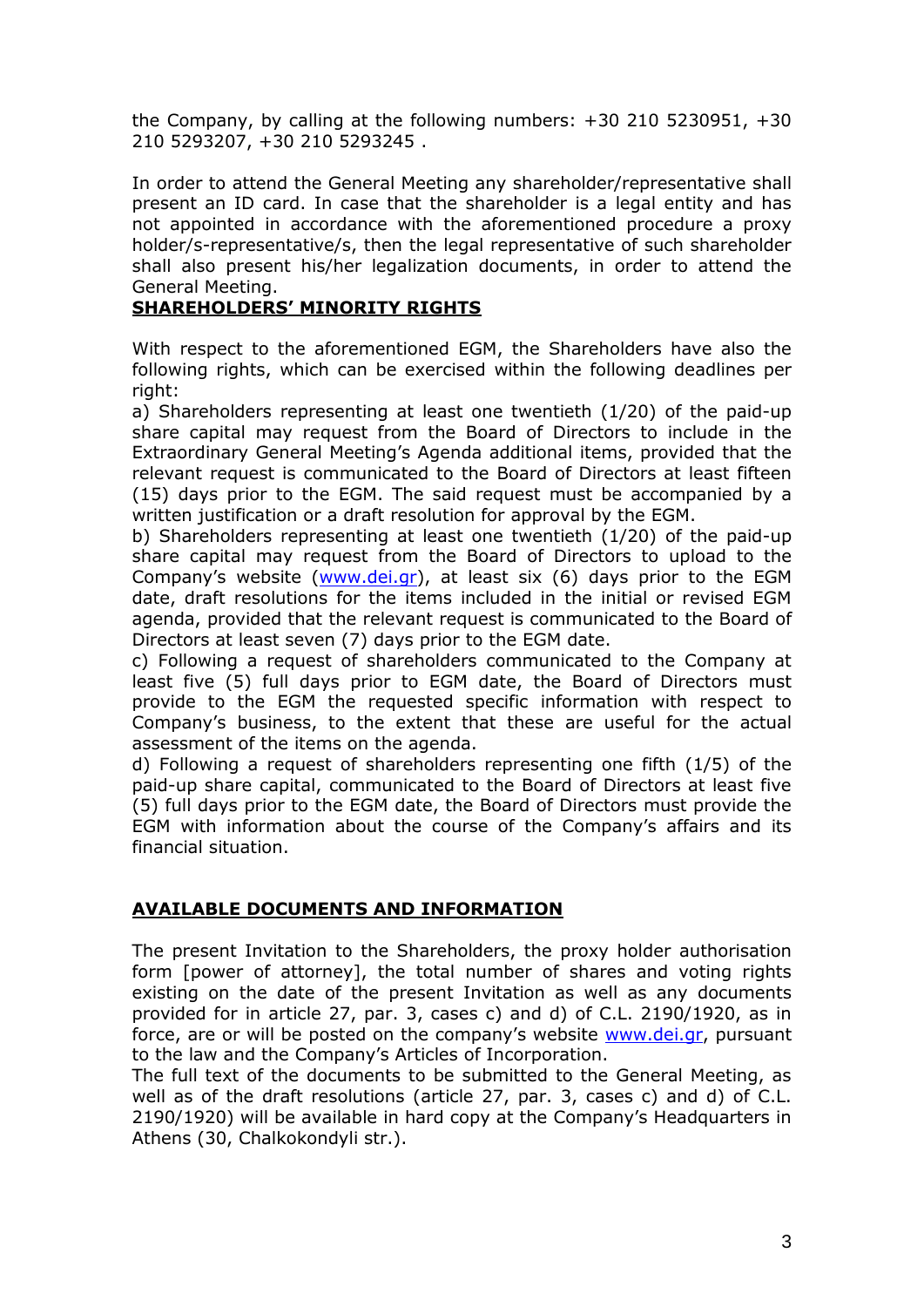the Company, by calling at the following numbers: +30 210 5230951, +30 210 5293207, +30 210 5293245 .

In order to attend the General Meeting any shareholder/representative shall present an ID card. In case that the shareholder is a legal entity and has not appointed in accordance with the aforementioned procedure a proxy holder/s-representative/s, then the legal representative of such shareholder shall also present his/her legalization documents, in order to attend the General Meeting.

## SHAREHOLDERS' MINORITY RIGHTS

With respect to the aforementioned EGM, the Shareholders have also the following rights, which can be exercised within the following deadlines per right:

a) Shareholders representing at least one twentieth (1/20) of the paid-up share capital may request from the Board of Directors to include in the Extraordinary General Meeting's Agenda additional items, provided that the relevant request is communicated to the Board of Directors at least fifteen (15) days prior to the EGM. The said request must be accompanied by a written justification or a draft resolution for approval by the EGM.

b) Shareholders representing at least one twentieth (1/20) of the paid-up share capital may request from the Board of Directors to upload to the Company's website (www.dei.gr), at least six (6) days prior to the EGM date, draft resolutions for the items included in the initial or revised EGM agenda, provided that the relevant request is communicated to the Board of Directors at least seven (7) days prior to the EGM date.

c) Following a request of shareholders communicated to the Company at least five (5) full days prior to EGM date, the Board of Directors must provide to the EGM the requested specific information with respect to Company's business, to the extent that these are useful for the actual assessment of the items on the agenda.

d) Following a request of shareholders representing one fifth (1/5) of the paid-up share capital, communicated to the Board of Directors at least five (5) full days prior to the EGM date, the Board of Directors must provide the EGM with information about the course of the Company's affairs and its financial situation.

## AVAILABLE DOCUMENTS AND INFORMATION

The present Invitation to the Shareholders, the proxy holder authorisation form [power of attorney], the total number of shares and voting rights existing on the date of the present Invitation as well as any documents provided for in article 27, par. 3, cases c) and d) of C.L. 2190/1920, as in force, are or will be posted on the company's website www.dei.gr, pursuant to the law and the Company's Articles of Incorporation.

The full text of the documents to be submitted to the General Meeting, as well as of the draft resolutions (article 27, par. 3, cases c) and d) of C.L. 2190/1920) will be available in hard copy at the Company's Headquarters in Athens (30, Chalkokondyli str.).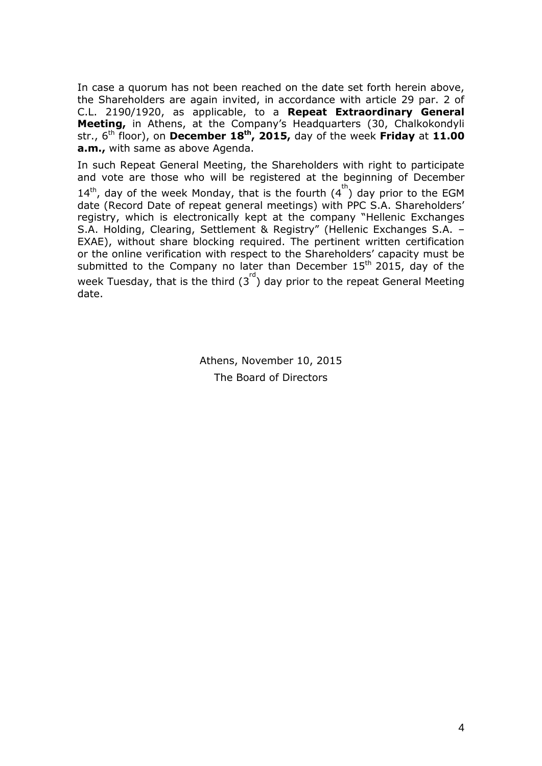In case a quorum has not been reached on the date set forth herein above, the Shareholders are again invited, in accordance with article 29 par. 2 of C.L. 2190/1920, as applicable, to a **Repeat Extraordinary General Meeting,** in Athens, at the Company's Headquarters (30, Chalkokondyli str., 6th floor), on **December 18th, 2015,** day of the week **Friday** at **11.00 a.m.,** with same as above Agenda.

In such Repeat General Meeting, the Shareholders with right to participate and vote are those who will be registered at the beginning of December 14th, day of the week Monday, that is the fourth (4th) day prior to the EGM date (Record Date of repeat general meetings) with PPC S.A. Shareholders' registry, which is electronically kept at the company "Hellenic Exchanges S.A. Holding, Clearing, Settlement & Registry" (Hellenic Exchanges S.A. – EXAE), without share blocking required. The pertinent written certification or the online verification with respect to the Shareholders' capacity must be submitted to the Company no later than December 15th 2015, day of the week Tuesday, that is the third (3rd) day prior to the repeat General Meeting date.

Athens, November 10, 2015

The Board of Directors